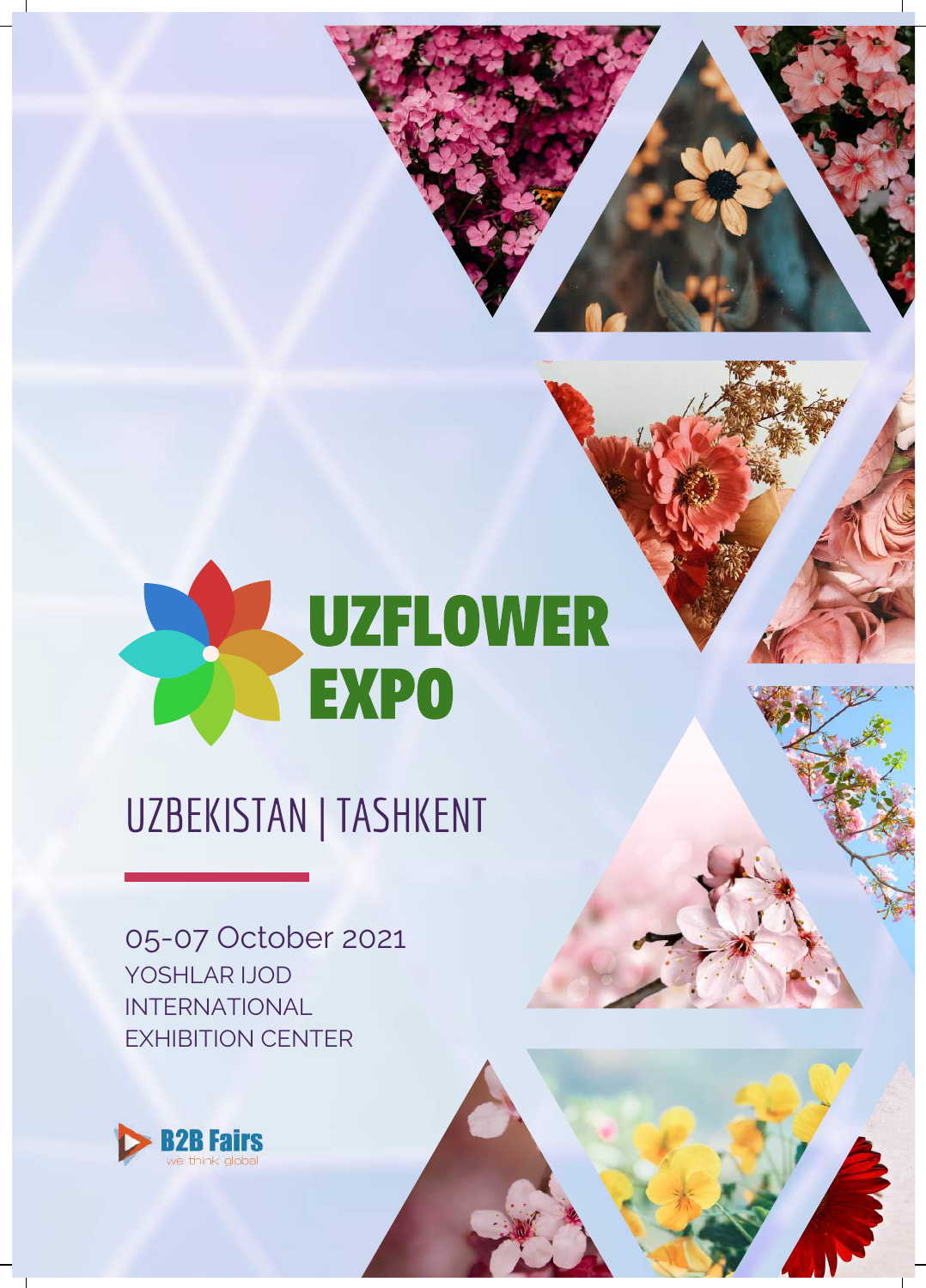# UZFLOWER EXPO

## UZBEKISTAN | TASHKENT

05-07 October 2021

YOSHLAR IJOD INTERNATIONAL EXHIBITION CENTER

B2B Fairs
we think global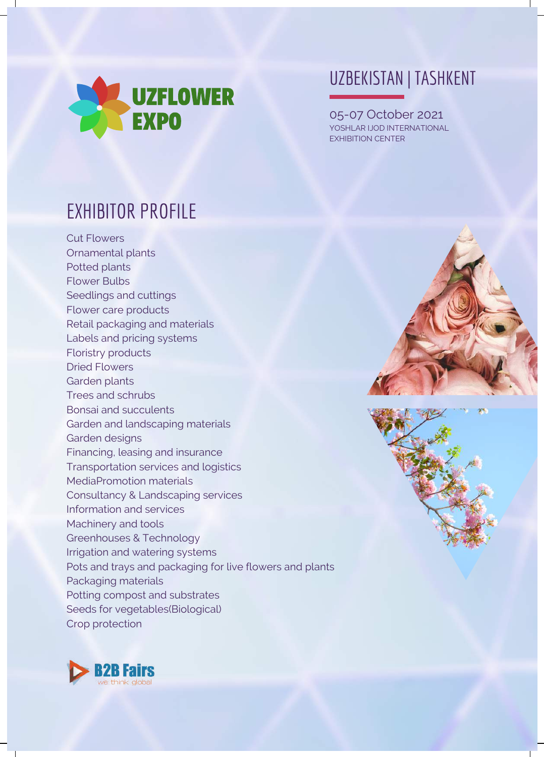UZFLOWER EXPO

UZBEKISTAN | TASHKENT

05-07 October 2021
YOSHLAR IJOD INTERNATIONAL EXHIBITION CENTER

# EXHIBITOR PROFILE

Cut Flowers
Ornamental plants
Potted plants
Flower Bulbs
Seedlings and cuttings
Flower care products
Retail packaging and materials
Labels and pricing systems
Floristry products
Dried Flowers
Garden plants
Trees and schrubs
Bonsai and succulents
Garden and landscaping materials
Garden designs
Financing, leasing and insurance
Transportation services and logistics
MediaPromotion materials
Consultancy & Landscaping services
Information and services
Machinery and tools
Greenhouses & Technology
Irrigation and watering systems
Pots and trays and packaging for live flowers and plants
Packaging materials
Potting compost and substrates
Seeds for vegetables(Biological)
Crop protection

B2B Fairs
we think global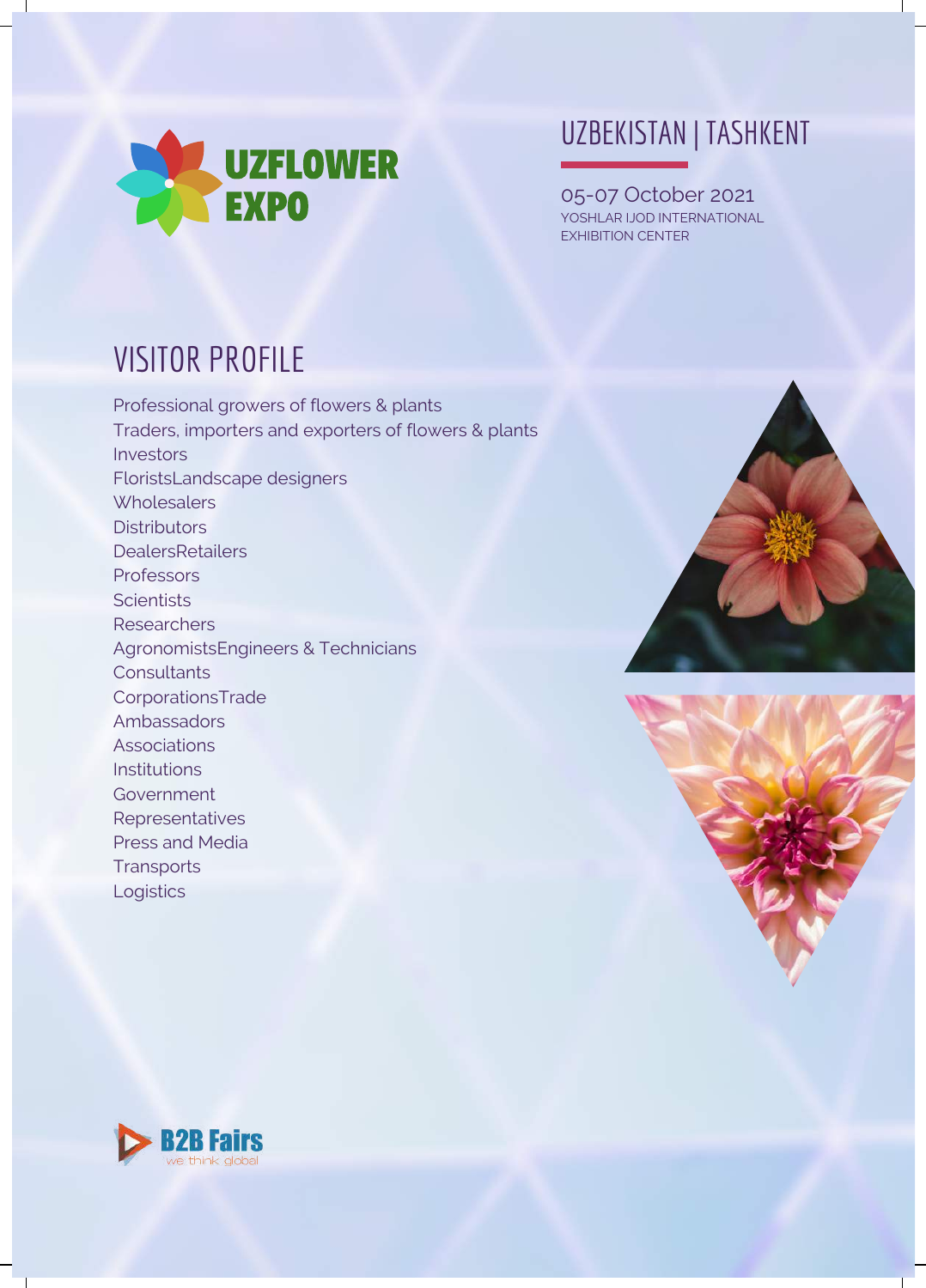UZFLOWER EXPO

UZBEKISTAN | TASHKENT

05-07 October 2021
YOSHLAR IJOD INTERNATIONAL EXHIBITION CENTER

# VISITOR PROFILE

Professional growers of flowers & plants
Traders, importers and exporters of flowers & plants
Investors
FloristsLandscape designers
Wholesalers
Distributors
DealersRetailers
Professors
Scientists
Researchers
AgronomistsEngineers & Technicians
Consultants
CorporationsTrade
Ambassadors
Associations
Institutions
Government
Representatives
Press and Media
Transports
Logistics

B2B Fairs
we think global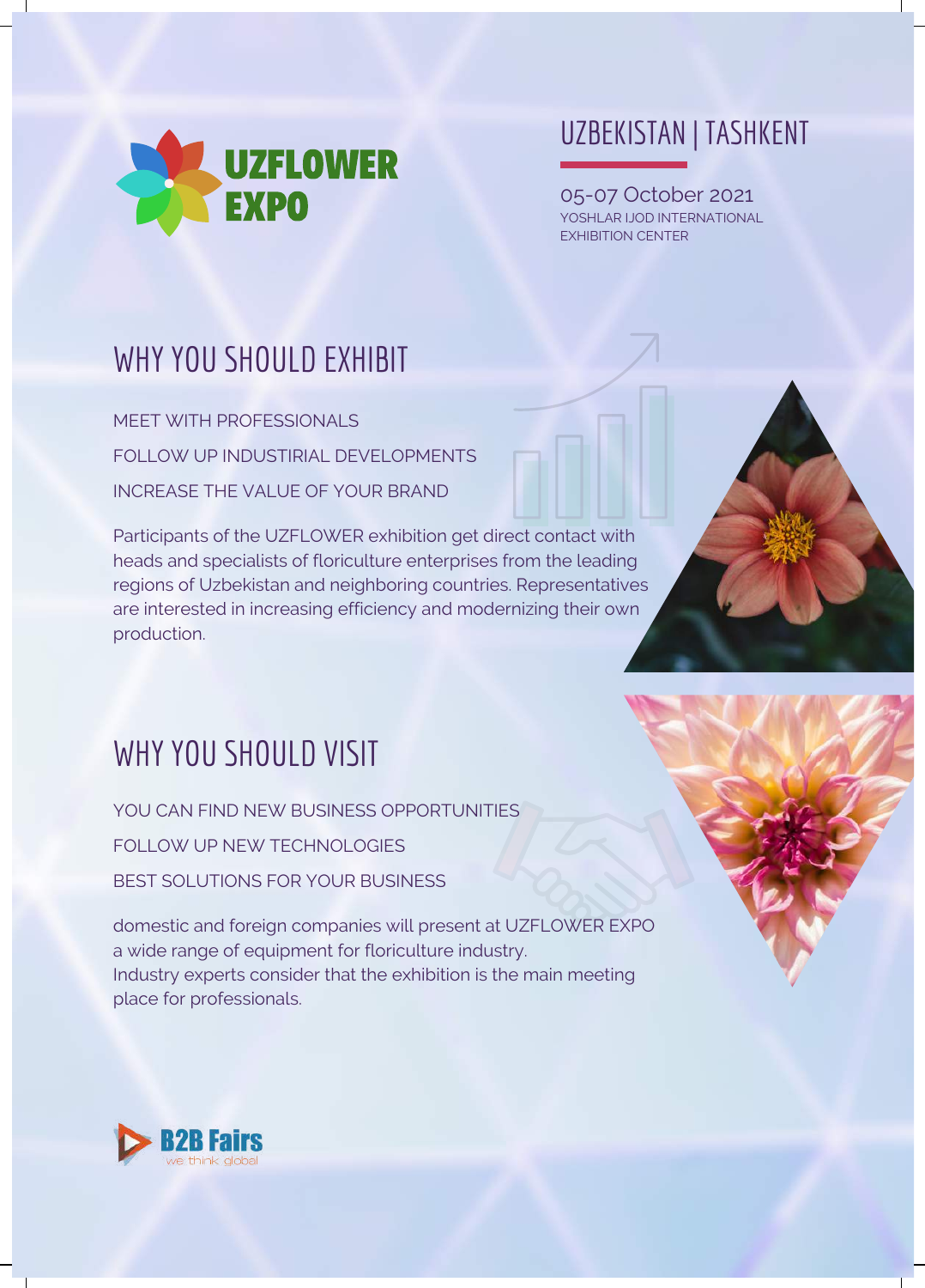**UZFLOWER EXPO**

UZBEKISTAN | TASHKENT

05-07 October 2021
YOSHLAR IJOD INTERNATIONAL EXHIBITION CENTER

# WHY YOU SHOULD EXHIBIT

MEET WITH PROFESSIONALS

FOLLOW UP INDUSTIRIAL DEVELOPMENTS

INCREASE THE VALUE OF YOUR BRAND

Participants of the UZFLOWER exhibition get direct contact with heads and specialists of floriculture enterprises from the leading regions of Uzbekistan and neighboring countries. Representatives are interested in increasing efficiency and modernizing their own production.

# WHY YOU SHOULD VISIT

YOU CAN FIND NEW BUSINESS OPPORTUNITIES

FOLLOW UP NEW TECHNOLOGIES

BEST SOLUTIONS FOR YOUR BUSINESS

domestic and foreign companies will present at UZFLOWER EXPO a wide range of equipment for floriculture industry.
Industry experts consider that the exhibition is the main meeting place for professionals.

B2B Fairs
we think global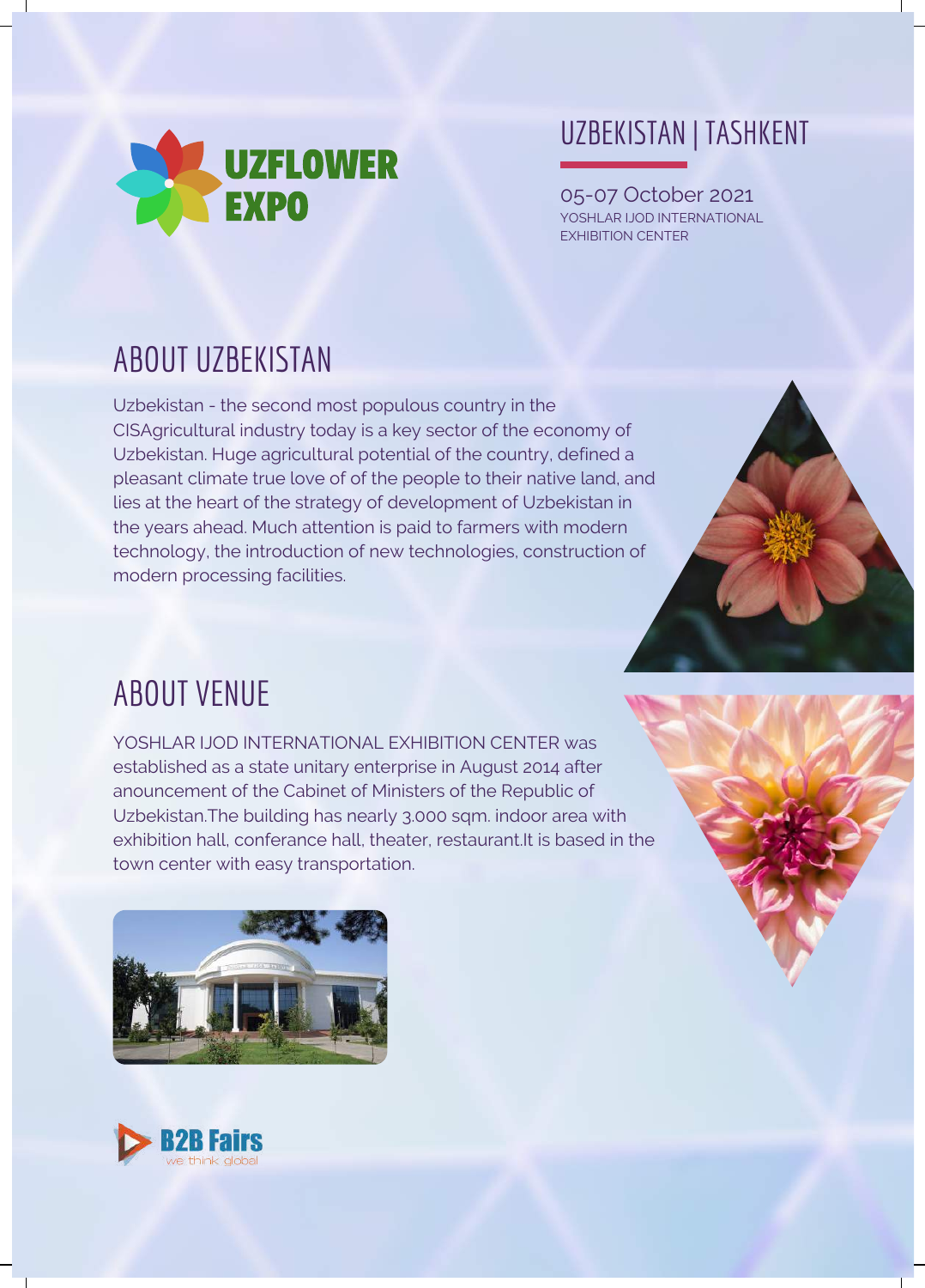UZFLOWER EXPO

## UZBEKISTAN | TASHKENT

05-07 October 2021
YOSHLAR IJOD INTERNATIONAL EXHIBITION CENTER

# ABOUT UZBEKISTAN

Uzbekistan - the second most populous country in the CISAgricultural industry today is a key sector of the economy of Uzbekistan. Huge agricultural potential of the country, defined a pleasant climate true love of of the people to their native land, and lies at the heart of the strategy of development of Uzbekistan in the years ahead. Much attention is paid to farmers with modern technology, the introduction of new technologies, construction of modern processing facilities.

# ABOUT VENUE

YOSHLAR IJOD INTERNATIONAL EXHIBITION CENTER was established as a state unitary enterprise in August 2014 after anouncement of the Cabinet of Ministers of the Republic of Uzbekistan.The building has nearly 3.000 sqm. indoor area with exhibition hall, conferance hall, theater, restaurant.It is based in the town center with easy transportation.

B2B Fairs
we think global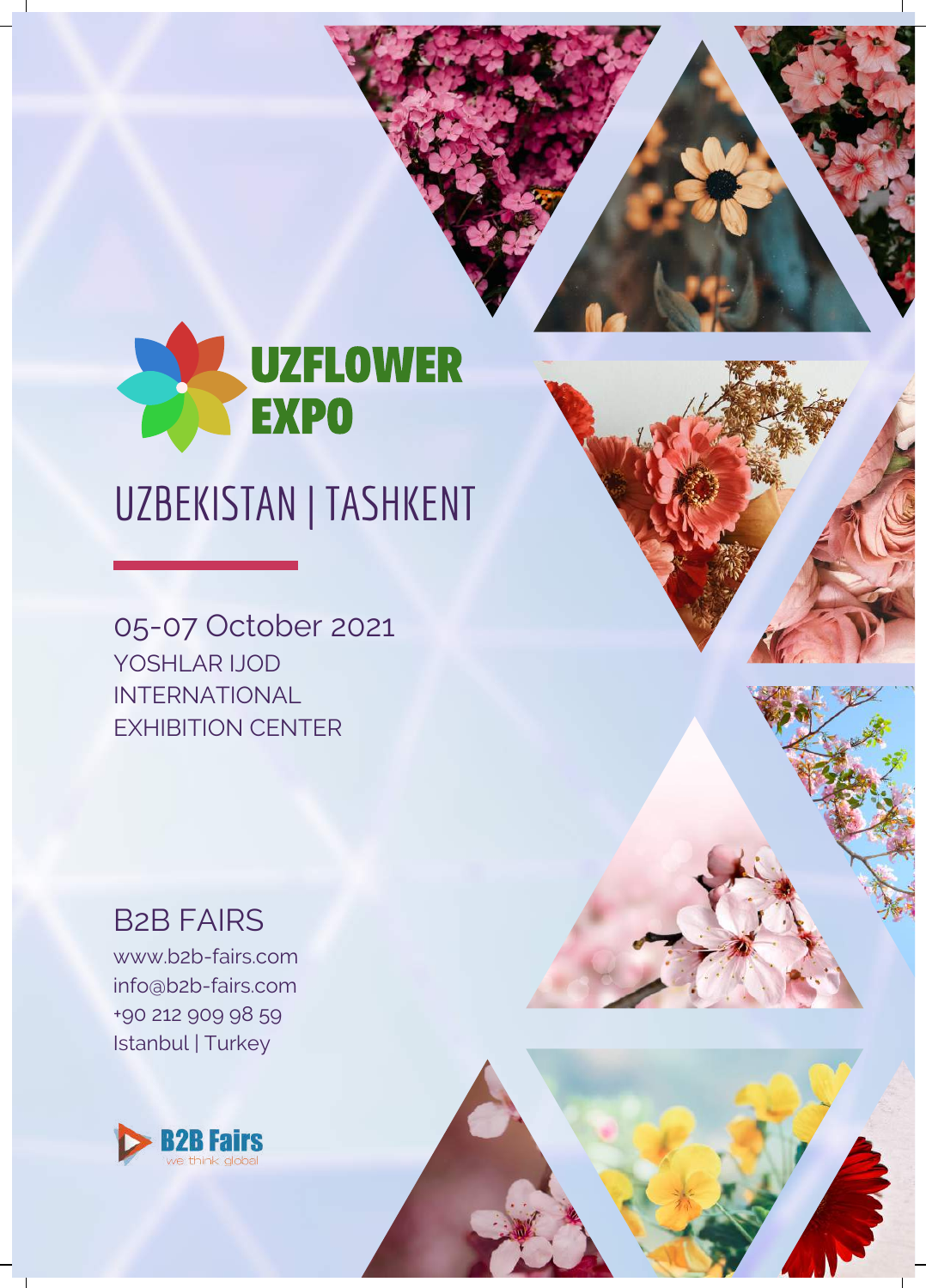# UZFLOWER EXPO

## UZBEKISTAN | TASHKENT

05-07 October 2021

YOSHLAR IJOD
INTERNATIONAL
EXHIBITION CENTER

B2B FAIRS

www.b2b-fairs.com
info@b2b-fairs.com
+90 212 909 98 59
Istanbul | Turkey

B2B Fairs
we think global